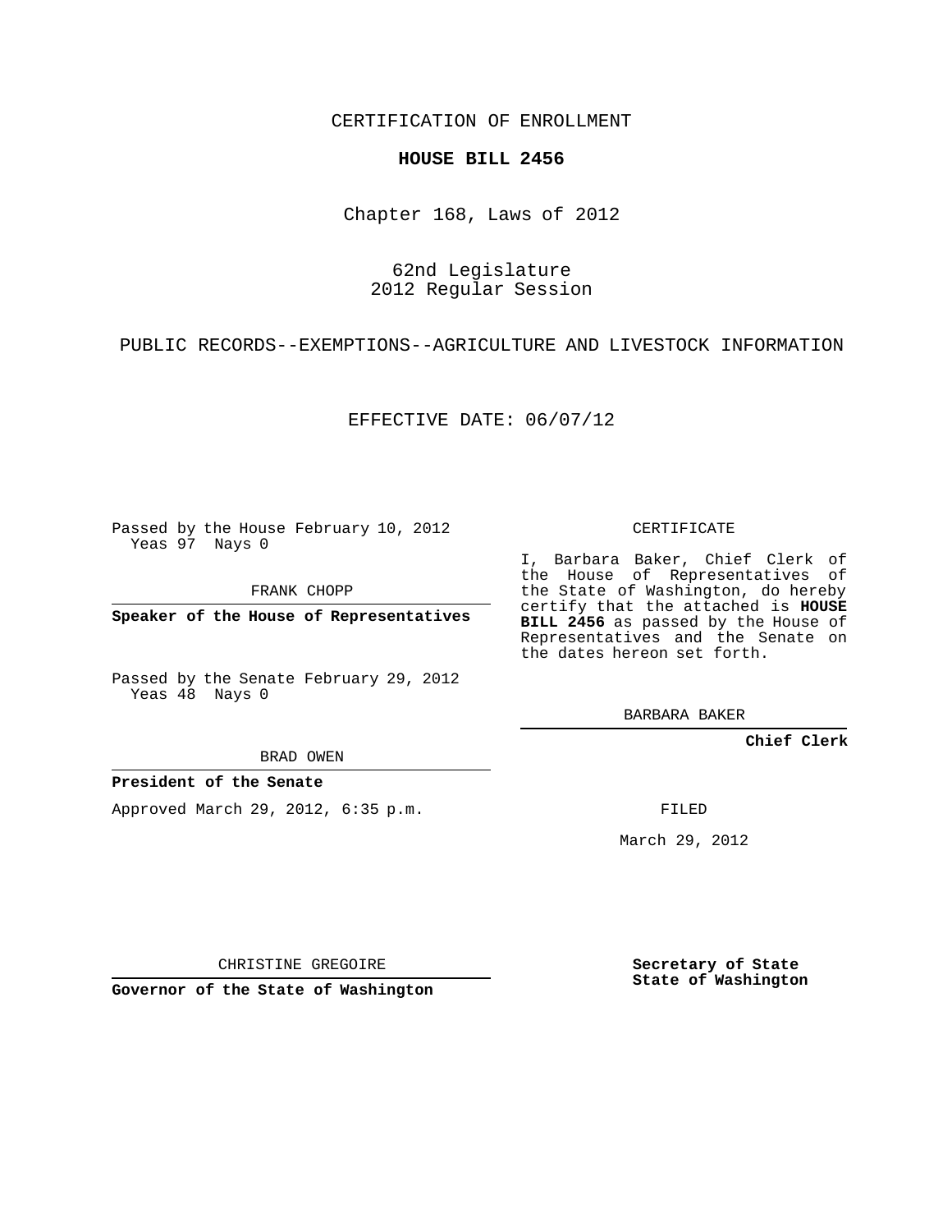CERTIFICATION OF ENROLLMENT

**HOUSE BILL 2456**

Chapter 168, Laws of 2012

62nd Legislature
2012 Regular Session

PUBLIC RECORDS--EXEMPTIONS--AGRICULTURE AND LIVESTOCK INFORMATION

EFFECTIVE DATE: 06/07/12

Passed by the House February 10, 2012
Yeas 97 Nays 0

FRANK CHOPP

**Speaker of the House of Representatives**

Passed by the Senate February 29, 2012
Yeas 48 Nays 0

BRAD OWEN

**President of the Senate**

Approved March 29, 2012, 6:35 p.m.

CHRISTINE GREGOIRE

**Governor of the State of Washington**

CERTIFICATE

I, Barbara Baker, Chief Clerk of the House of Representatives of the State of Washington, do hereby certify that the attached is **HOUSE BILL 2456** as passed by the House of Representatives and the Senate on the dates hereon set forth.

BARBARA BAKER

**Chief Clerk**

FILED

March 29, 2012

**Secretary of State**
**State of Washington**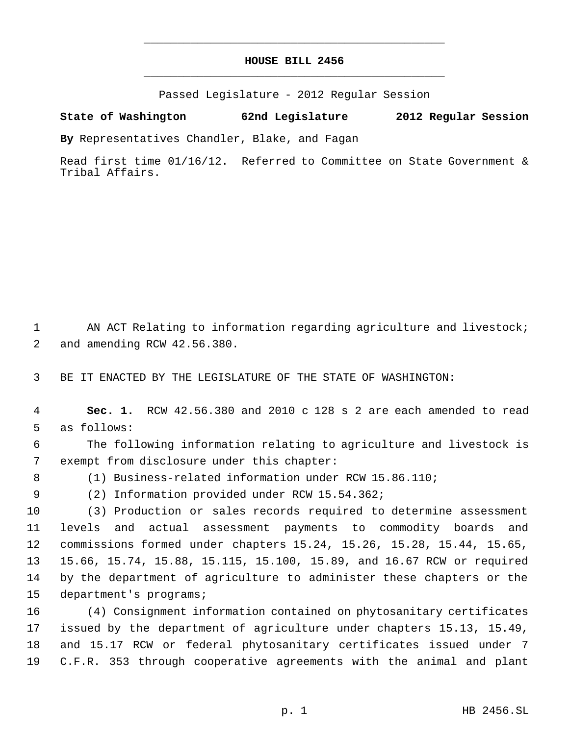# HOUSE BILL 2456

Passed Legislature - 2012 Regular Session

**State of Washington 62nd Legislature 2012 Regular Session**

**By** Representatives Chandler, Blake, and Fagan

Read first time 01/16/12. Referred to Committee on State Government & Tribal Affairs.

1 AN ACT Relating to information regarding agriculture and livestock;
2 and amending RCW 42.56.380.

3 BE IT ENACTED BY THE LEGISLATURE OF THE STATE OF WASHINGTON:

4 **Sec. 1.** RCW 42.56.380 and 2010 c 128 s 2 are each amended to read
5 as follows:

6 The following information relating to agriculture and livestock is
7 exempt from disclosure under this chapter:

8 (1) Business-related information under RCW 15.86.110;

9 (2) Information provided under RCW 15.54.362;

10 (3) Production or sales records required to determine assessment
11 levels and actual assessment payments to commodity boards and
12 commissions formed under chapters 15.24, 15.26, 15.28, 15.44, 15.65,
13 15.66, 15.74, 15.88, 15.115, 15.100, 15.89, and 16.67 RCW or required
14 by the department of agriculture to administer these chapters or the
15 department's programs;

16 (4) Consignment information contained on phytosanitary certificates
17 issued by the department of agriculture under chapters 15.13, 15.49,
18 and 15.17 RCW or federal phytosanitary certificates issued under 7
19 C.F.R. 353 through cooperative agreements with the animal and plant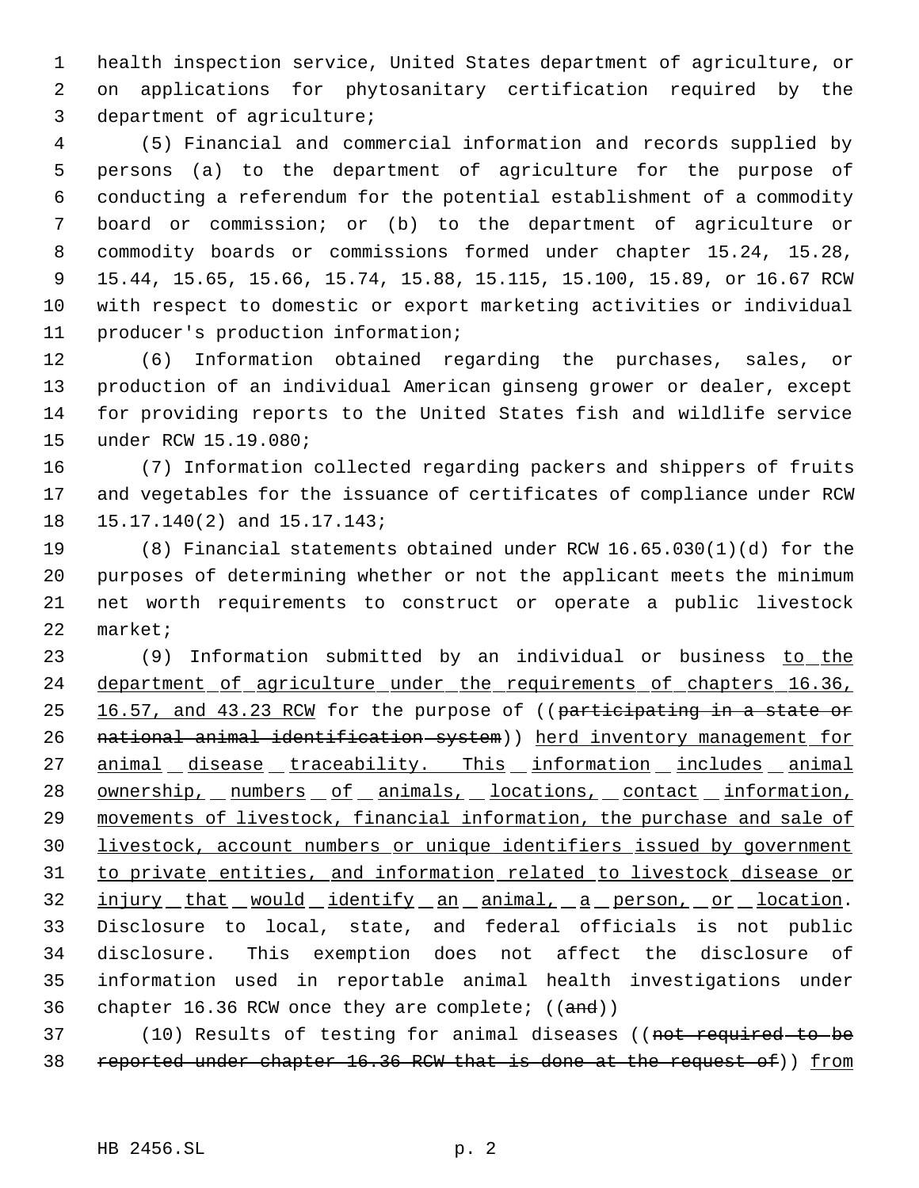health inspection service, United States department of agriculture, or on applications for phytosanitary certification required by the department of agriculture;

(5) Financial and commercial information and records supplied by persons (a) to the department of agriculture for the purpose of conducting a referendum for the potential establishment of a commodity board or commission; or (b) to the department of agriculture or commodity boards or commissions formed under chapter 15.24, 15.28, 15.44, 15.65, 15.66, 15.74, 15.88, 15.115, 15.100, 15.89, or 16.67 RCW with respect to domestic or export marketing activities or individual producer's production information;

(6) Information obtained regarding the purchases, sales, or production of an individual American ginseng grower or dealer, except for providing reports to the United States fish and wildlife service under RCW 15.19.080;

(7) Information collected regarding packers and shippers of fruits and vegetables for the issuance of certificates of compliance under RCW 15.17.140(2) and 15.17.143;

(8) Financial statements obtained under RCW 16.65.030(1)(d) for the purposes of determining whether or not the applicant meets the minimum net worth requirements to construct or operate a public livestock market;

(9) Information submitted by an individual or business to the department of agriculture under the requirements of chapters 16.36, 16.57, and 43.23 RCW for the purpose of ((~~participating in a state or national animal identification system~~)) herd inventory management for animal disease traceability. This information includes animal ownership, numbers of animals, locations, contact information, movements of livestock, financial information, the purchase and sale of livestock, account numbers or unique identifiers issued by government to private entities, and information related to livestock disease or injury that would identify an animal, a person, or location. Disclosure to local, state, and federal officials is not public disclosure. This exemption does not affect the disclosure of information used in reportable animal health investigations under chapter 16.36 RCW once they are complete; ((~~and~~))

(10) Results of testing for animal diseases ((~~not required to be reported under chapter 16.36 RCW that is done at the request of~~)) from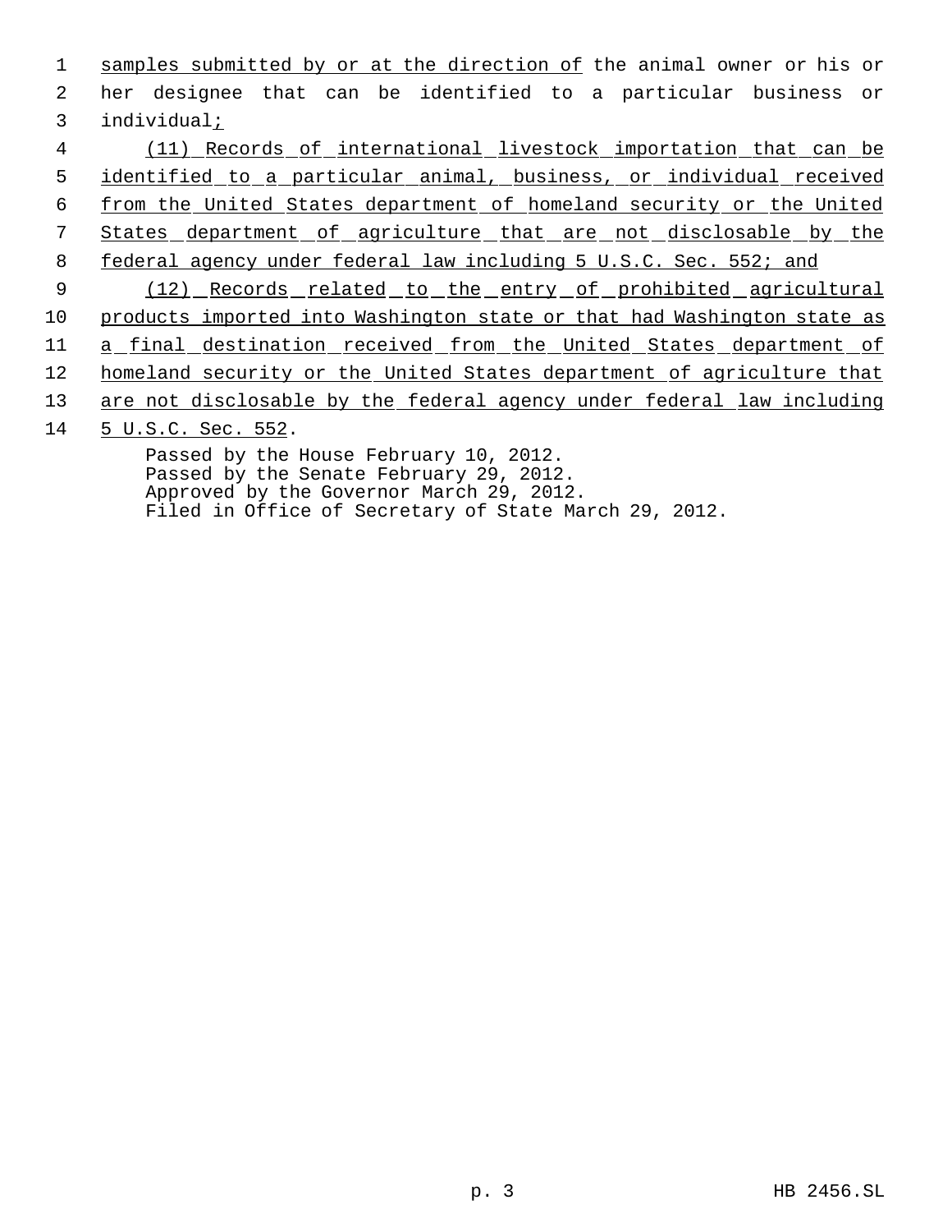samples submitted by or at the direction of the animal owner or his or her designee that can be identified to a particular business or individual;

(11) Records of international livestock importation that can be identified to a particular animal, business, or individual received from the United States department of homeland security or the United States department of agriculture that are not disclosable by the federal agency under federal law including 5 U.S.C. Sec. 552; and

(12) Records related to the entry of prohibited agricultural products imported into Washington state or that had Washington state as a final destination received from the United States department of homeland security or the United States department of agriculture that are not disclosable by the federal agency under federal law including 5 U.S.C. Sec. 552.

Passed by the House February 10, 2012.
Passed by the Senate February 29, 2012.
Approved by the Governor March 29, 2012.
Filed in Office of Secretary of State March 29, 2012.